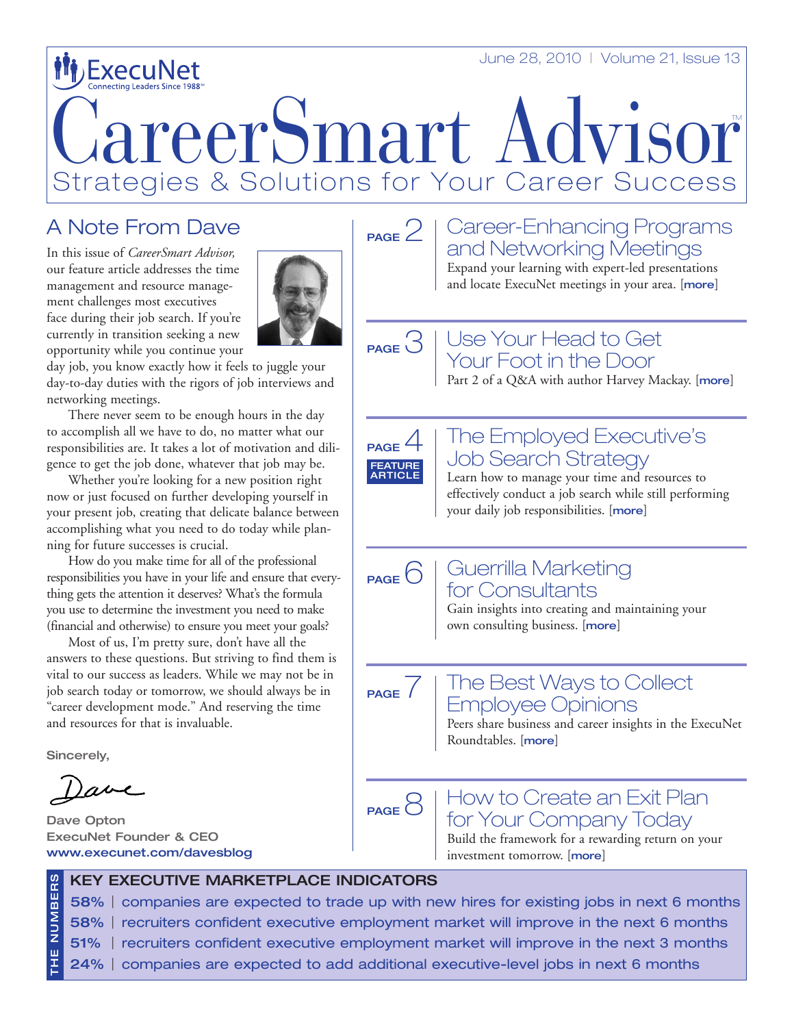ExecuNet
Connecting Leaders Since 1988℠

June 28, 2010 | Volume 21, Issue 13

# CareerSmart Advisor™

Strategies & Solutions for Your Career Success

## A Note From Dave

In this issue of *CareerSmart Advisor,* our feature article addresses the time management and resource management challenges most executives face during their job search. If you're currently in transition seeking a new opportunity while you continue your day job, you know exactly how it feels to juggle your day-to-day duties with the rigors of job interviews and networking meetings.

There never seem to be enough hours in the day to accomplish all we have to do, no matter what our responsibilities are. It takes a lot of motivation and diligence to get the job done, whatever that job may be.

Whether you're looking for a new position right now or just focused on further developing yourself in your present job, creating that delicate balance between accomplishing what you need to do today while planning for future successes is crucial.

How do you make time for all of the professional responsibilities you have in your life and ensure that everything gets the attention it deserves? What's the formula you use to determine the investment you need to make (financial and otherwise) to ensure you meet your goals?

Most of us, I'm pretty sure, don't have all the answers to these questions. But striving to find them is vital to our success as leaders. While we may not be in job search today or tomorrow, we should always be in "career development mode." And reserving the time and resources for that is invaluable.

Sincerely,

Dave

**Dave Opton**
**ExecuNet Founder & CEO**
**www.execunet.com/davesblog**

---

**PAGE 2** | **Career-Enhancing Programs and Networking Meetings**
Expand your learning with expert-led presentations and locate ExecuNet meetings in your area. [more]

**PAGE 3** | **Use Your Head to Get Your Foot in the Door**
Part 2 of a Q&A with author Harvey Mackay. [more]

**PAGE 4** FEATURE ARTICLE | **The Employed Executive's Job Search Strategy**
Learn how to manage your time and resources to effectively conduct a job search while still performing your daily job responsibilities. [more]

**PAGE 6** | **Guerrilla Marketing for Consultants**
Gain insights into creating and maintaining your own consulting business. [more]

**PAGE 7** | **The Best Ways to Collect Employee Opinions**
Peers share business and career insights in the ExecuNet Roundtables. [more]

**PAGE 8** | **How to Create an Exit Plan for Your Company Today**
Build the framework for a rewarding return on your investment tomorrow. [more]

---

**THE NUMBERS**

### KEY EXECUTIVE MARKETPLACE INDICATORS

- **58%** | companies are expected to trade up with new hires for existing jobs in next 6 months
- **58%** | recruiters confident executive employment market will improve in the next 6 months
- **51%** | recruiters confident executive employment market will improve in the next 3 months
- **24%** | companies are expected to add additional executive-level jobs in next 6 months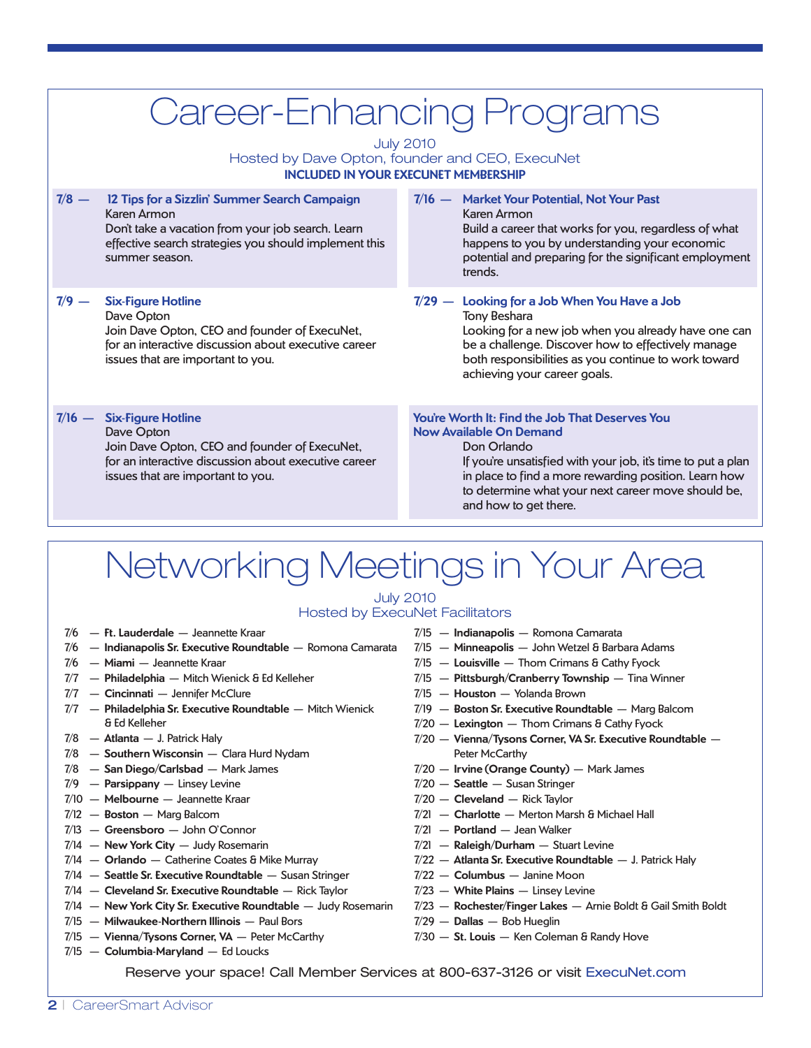# Career-Enhancing Programs

July 2010
Hosted by Dave Opton, founder and CEO, ExecuNet
**INCLUDED IN YOUR EXECUNET MEMBERSHIP**

**7/8 — 12 Tips for a Sizzlin' Summer Search Campaign**
Karen Armon
Don't take a vacation from your job search. Learn effective search strategies you should implement this summer season.

**7/9 — Six-Figure Hotline**
Dave Opton
Join Dave Opton, CEO and founder of ExecuNet, for an interactive discussion about executive career issues that are important to you.

**7/16 — Six-Figure Hotline**
Dave Opton
Join Dave Opton, CEO and founder of ExecuNet, for an interactive discussion about executive career issues that are important to you.

**7/16 — Market Your Potential, Not Your Past**
Karen Armon
Build a career that works for you, regardless of what happens to you by understanding your economic potential and preparing for the significant employment trends.

**7/29 — Looking for a Job When You Have a Job**
Tony Beshara
Looking for a new job when you already have one can be a challenge. Discover how to effectively manage both responsibilities as you continue to work toward achieving your career goals.

**You're Worth It: Find the Job That Deserves You**
**Now Available On Demand**
Don Orlando
If you're unsatisfied with your job, it's time to put a plan in place to find a more rewarding position. Learn how to determine what your next career move should be, and how to get there.

# Networking Meetings in Your Area

July 2010
Hosted by ExecuNet Facilitators

- 7/6 — **Ft. Lauderdale** — Jeannette Kraar
- 7/6 — **Indianapolis Sr. Executive Roundtable** — Romona Camarata
- 7/6 — **Miami** — Jeannette Kraar
- 7/7 — **Philadelphia** — Mitch Wienick & Ed Kelleher
- 7/7 — **Cincinnati** — Jennifer McClure
- 7/7 — **Philadelphia Sr. Executive Roundtable** — Mitch Wienick & Ed Kelleher
- 7/8 — **Atlanta** — J. Patrick Haly
- 7/8 — **Southern Wisconsin** — Clara Hurd Nydam
- 7/8 — **San Diego/Carlsbad** — Mark James
- 7/9 — **Parsippany** — Linsey Levine
- 7/10 — **Melbourne** — Jeannette Kraar
- 7/12 — **Boston** — Marg Balcom
- 7/13 — **Greensboro** — John O'Connor
- 7/14 — **New York City** — Judy Rosemarin
- 7/14 — **Orlando** — Catherine Coates & Mike Murray
- 7/14 — **Seattle Sr. Executive Roundtable** — Susan Stringer
- 7/14 — **Cleveland Sr. Executive Roundtable** — Rick Taylor
- 7/14 — **New York City Sr. Executive Roundtable** — Judy Rosemarin
- 7/15 — **Milwaukee-Northern Illinois** — Paul Bors
- 7/15 — **Vienna/Tysons Corner, VA** — Peter McCarthy
- 7/15 — **Columbia-Maryland** — Ed Loucks
- 7/15 — **Indianapolis** — Romona Camarata
- 7/15 — **Minneapolis** — John Wetzel & Barbara Adams
- 7/15 — **Louisville** — Thom Crimans & Cathy Fyock
- 7/15 — **Pittsburgh/Cranberry Township** — Tina Winner
- 7/15 — **Houston** — Yolanda Brown
- 7/19 — **Boston Sr. Executive Roundtable** — Marg Balcom
- 7/20 — **Lexington** — Thom Crimans & Cathy Fyock
- 7/20 — **Vienna/Tysons Corner, VA Sr. Executive Roundtable** — Peter McCarthy
- 7/20 — **Irvine (Orange County)** — Mark James
- 7/20 — **Seattle** — Susan Stringer
- 7/20 — **Cleveland** — Rick Taylor
- 7/21 — **Charlotte** — Merton Marsh & Michael Hall
- 7/21 — **Portland** — Jean Walker
- 7/21 — **Raleigh/Durham** — Stuart Levine
- 7/22 — **Atlanta Sr. Executive Roundtable** — J. Patrick Haly
- 7/22 — **Columbus** — Janine Moon
- 7/23 — **White Plains** — Linsey Levine
- 7/23 — **Rochester/Finger Lakes** — Arnie Boldt & Gail Smith Boldt
- 7/29 — **Dallas** — Bob Hueglin
- 7/30 — **St. Louis** — Ken Coleman & Randy Hove

Reserve your space! Call Member Services at 800-637-3126 or visit ExecuNet.com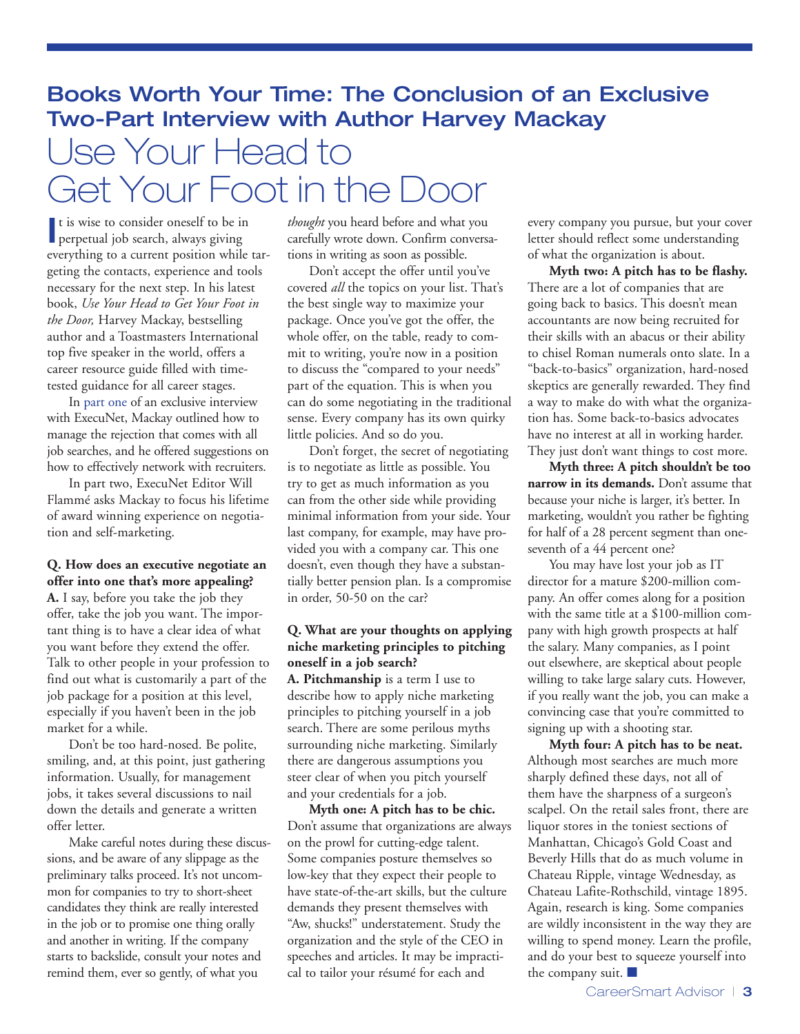## Books Worth Your Time: The Conclusion of an Exclusive Two-Part Interview with Author Harvey Mackay

# Use Your Head to Get Your Foot in the Door

It is wise to consider oneself to be in perpetual job search, always giving everything to a current position while targeting the contacts, experience and tools necessary for the next step. In his latest book, *Use Your Head to Get Your Foot in the Door,* Harvey Mackay, bestselling author and a Toastmasters International top five speaker in the world, offers a career resource guide filled with time-tested guidance for all career stages.

In part one of an exclusive interview with ExecuNet, Mackay outlined how to manage the rejection that comes with all job searches, and he offered suggestions on how to effectively network with recruiters.

In part two, ExecuNet Editor Will Flammé asks Mackay to focus his lifetime of award winning experience on negotiation and self-marketing.

**Q. How does an executive negotiate an offer into one that's more appealing?**

**A.** I say, before you take the job they offer, take the job you want. The important thing is to have a clear idea of what you want before they extend the offer. Talk to other people in your profession to find out what is customarily a part of the job package for a position at this level, especially if you haven't been in the job market for a while.

Don't be too hard-nosed. Be polite, smiling, and, at this point, just gathering information. Usually, for management jobs, it takes several discussions to nail down the details and generate a written offer letter.

Make careful notes during these discussions, and be aware of any slippage as the preliminary talks proceed. It's not uncommon for companies to try to short-sheet candidates they think are really interested in the job or to promise one thing orally and another in writing. If the company starts to backslide, consult your notes and remind them, ever so gently, of what you *thought* you heard before and what you carefully wrote down. Confirm conversations in writing as soon as possible.

Don't accept the offer until you've covered *all* the topics on your list. That's the best single way to maximize your package. Once you've got the offer, the whole offer, on the table, ready to commit to writing, you're now in a position to discuss the "compared to your needs" part of the equation. This is when you can do some negotiating in the traditional sense. Every company has its own quirky little policies. And so do you.

Don't forget, the secret of negotiating is to negotiate as little as possible. You try to get as much information as you can from the other side while providing minimal information from your side. Your last company, for example, may have provided you with a company car. This one doesn't, even though they have a substantially better pension plan. Is a compromise in order, 50-50 on the car?

**Q. What are your thoughts on applying niche marketing principles to pitching oneself in a job search?**

**A. Pitchmanship** is a term I use to describe how to apply niche marketing principles to pitching yourself in a job search. There are some perilous myths surrounding niche marketing. Similarly there are dangerous assumptions you steer clear of when you pitch yourself and your credentials for a job.

**Myth one: A pitch has to be chic.** Don't assume that organizations are always on the prowl for cutting-edge talent. Some companies posture themselves so low-key that they expect their people to have state-of-the-art skills, but the culture demands they present themselves with "Aw, shucks!" understatement. Study the organization and the style of the CEO in speeches and articles. It may be impractical to tailor your résumé for each and every company you pursue, but your cover letter should reflect some understanding of what the organization is about.

**Myth two: A pitch has to be flashy.** There are a lot of companies that are going back to basics. This doesn't mean accountants are now being recruited for their skills with an abacus or their ability to chisel Roman numerals onto slate. In a "back-to-basics" organization, hard-nosed skeptics are generally rewarded. They find a way to make do with what the organization has. Some back-to-basics advocates have no interest at all in working harder. They just don't want things to cost more.

**Myth three: A pitch shouldn't be too narrow in its demands.** Don't assume that because your niche is larger, it's better. In marketing, wouldn't you rather be fighting for half of a 28 percent segment than one-seventh of a 44 percent one?

You may have lost your job as IT director for a mature $200-million company. An offer comes along for a position with the same title at a $100-million company with high growth prospects at half the salary. Many companies, as I point out elsewhere, are skeptical about people willing to take large salary cuts. However, if you really want the job, you can make a convincing case that you're committed to signing up with a shooting star.

**Myth four: A pitch has to be neat.** Although most searches are much more sharply defined these days, not all of them have the sharpness of a surgeon's scalpel. On the retail sales front, there are liquor stores in the toniest sections of Manhattan, Chicago's Gold Coast and Beverly Hills that do as much volume in Chateau Ripple, vintage Wednesday, as Chateau Lafite-Rothschild, vintage 1895. Again, research is king. Some companies are wildly inconsistent in the way they are willing to spend money. Learn the profile, and do your best to squeeze yourself into the company suit. ■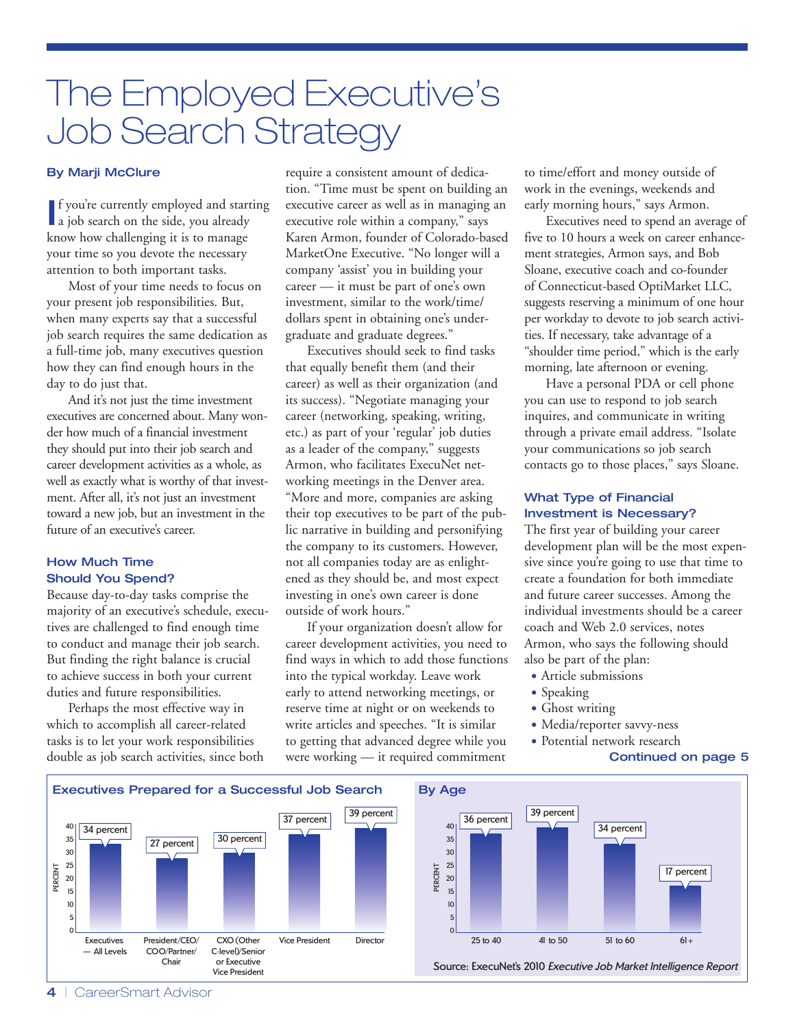# The Employed Executive's Job Search Strategy

**By Marji McClure**

If you're currently employed and starting a job search on the side, you already know how challenging it is to manage your time so you devote the necessary attention to both important tasks.

Most of your time needs to focus on your present job responsibilities. But, when many experts say that a successful job search requires the same dedication as a full-time job, many executives question how they can find enough hours in the day to do just that.

And it's not just the time investment executives are concerned about. Many wonder how much of a financial investment they should put into their job search and career development activities as a whole, as well as exactly what is worthy of that investment. After all, it's not just an investment toward a new job, but an investment in the future of an executive's career.

## How Much Time Should You Spend?

Because day-to-day tasks comprise the majority of an executive's schedule, executives are challenged to find enough time to conduct and manage their job search. But finding the right balance is crucial to achieve success in both your current duties and future responsibilities.

Perhaps the most effective way in which to accomplish all career-related tasks is to let your work responsibilities double as job search activities, since both require a consistent amount of dedication. "Time must be spent on building an executive career as well as in managing an executive role within a company," says Karen Armon, founder of Colorado-based MarketOne Executive. "No longer will a company 'assist' you in building your career — it must be part of one's own investment, similar to the work/time/dollars spent in obtaining one's undergraduate and graduate degrees."

Executives should seek to find tasks that equally benefit them (and their career) as well as their organization (and its success). "Negotiate managing your career (networking, speaking, writing, etc.) as part of your 'regular' job duties as a leader of the company," suggests Armon, who facilitates ExecuNet networking meetings in the Denver area. "More and more, companies are asking their top executives to be part of the public narrative in building and personifying the company to its customers. However, not all companies today are as enlightened as they should be, and most expect investing in one's own career is done outside of work hours."

If your organization doesn't allow for career development activities, you need to find ways in which to add those functions into the typical workday. Leave work early to attend networking meetings, or reserve time at night or on weekends to write articles and speeches. "It is similar to getting that advanced degree while you were working — it required commitment to time/effort and money outside of work in the evenings, weekends and early morning hours," says Armon.

Executives need to spend an average of five to 10 hours a week on career enhancement strategies, Armon says, and Bob Sloane, executive coach and co-founder of Connecticut-based OptiMarket LLC, suggests reserving a minimum of one hour per workday to devote to job search activities. If necessary, take advantage of a "shoulder time period," which is the early morning, late afternoon or evening.

Have a personal PDA or cell phone you can use to respond to job search inquires, and communicate in writing through a private email address. "Isolate your communications so job search contacts go to those places," says Sloane.

## What Type of Financial Investment is Necessary?

The first year of building your career development plan will be the most expensive since you're going to use that time to create a foundation for both immediate and future career successes. Among the individual investments should be a career coach and Web 2.0 services, notes Armon, who says the following should also be part of the plan:

- Article submissions
- Speaking
- Ghost writing
- Media/reporter savvy-ness
- Potential network research

**Continued on page 5**

### Executives Prepared for a Successful Job Search

| Level | Percent |
|---|---|
| Executives — All Levels | 34 percent |
| President/CEO/COO/Partner/Chair | 27 percent |
| CXO (Other C-level)/Senior or Executive Vice President | 30 percent |
| Vice President | 37 percent |
| Director | 39 percent |

### By Age

| Age | Percent |
|---|---|
| 25 to 40 | 36 percent |
| 41 to 50 | 39 percent |
| 51 to 60 | 34 percent |
| 61+ | 17 percent |

Source: ExecuNet's 2010 *Executive Job Market Intelligence Report*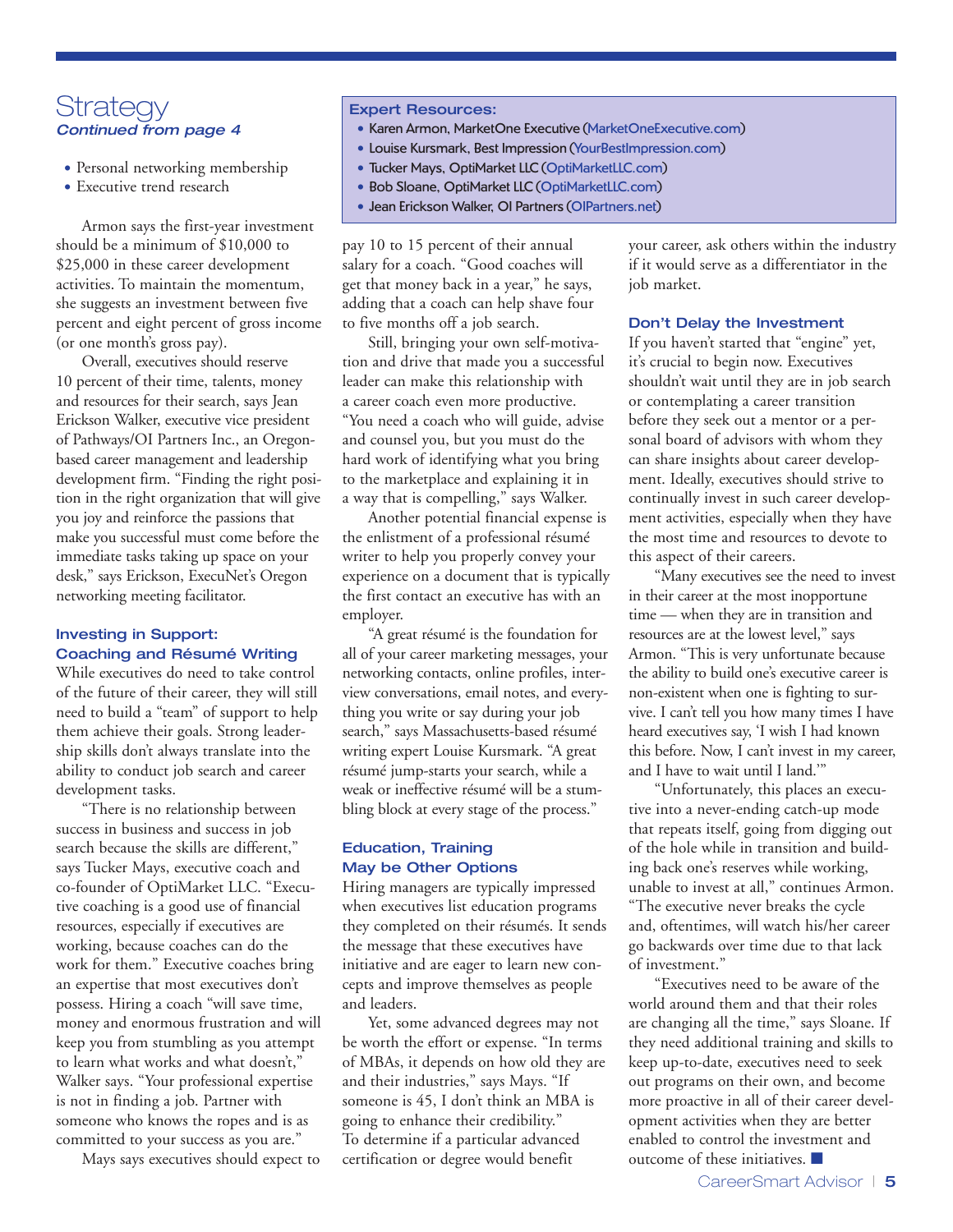## Strategy

*Continued from page 4*

- Personal networking membership
- Executive trend research

Armon says the first-year investment should be a minimum of $10,000 to $25,000 in these career development activities. To maintain the momentum, she suggests an investment between five percent and eight percent of gross income (or one month's gross pay).

Overall, executives should reserve 10 percent of their time, talents, money and resources for their search, says Jean Erickson Walker, executive vice president of Pathways/OI Partners Inc., an Oregon-based career management and leadership development firm. "Finding the right position in the right organization that will give you joy and reinforce the passions that make you successful must come before the immediate tasks taking up space on your desk," says Erickson, ExecuNet's Oregon networking meeting facilitator.

### Investing in Support: Coaching and Résumé Writing

While executives do need to take control of the future of their career, they will still need to build a "team" of support to help them achieve their goals. Strong leadership skills don't always translate into the ability to conduct job search and career development tasks.

"There is no relationship between success in business and success in job search because the skills are different," says Tucker Mays, executive coach and co-founder of OptiMarket LLC. "Executive coaching is a good use of financial resources, especially if executives are working, because coaches can do the work for them." Executive coaches bring an expertise that most executives don't possess. Hiring a coach "will save time, money and enormous frustration and will keep you from stumbling as you attempt to learn what works and what doesn't," Walker says. "Your professional expertise is not in finding a job. Partner with someone who knows the ropes and is as committed to your success as you are."

Mays says executives should expect to pay 10 to 15 percent of their annual salary for a coach. "Good coaches will get that money back in a year," he says, adding that a coach can help shave four to five months off a job search.

Still, bringing your own self-motivation and drive that made you a successful leader can make this relationship with a career coach even more productive. "You need a coach who will guide, advise and counsel you, but you must do the hard work of identifying what you bring to the marketplace and explaining it in a way that is compelling," says Walker.

Another potential financial expense is the enlistment of a professional résumé writer to help you properly convey your experience on a document that is typically the first contact an executive has with an employer.

"A great résumé is the foundation for all of your career marketing messages, your networking contacts, online profiles, interview conversations, email notes, and everything you write or say during your job search," says Massachusetts-based résumé writing expert Louise Kursmark. "A great résumé jump-starts your search, while a weak or ineffective résumé will be a stumbling block at every stage of the process."

### Education, Training May be Other Options

Hiring managers are typically impressed when executives list education programs they completed on their résumés. It sends the message that these executives have initiative and are eager to learn new concepts and improve themselves as people and leaders.

Yet, some advanced degrees may not be worth the effort or expense. "In terms of MBAs, it depends on how old they are and their industries," says Mays. "If someone is 45, I don't think an MBA is going to enhance their credibility." To determine if a particular advanced certification or degree would benefit your career, ask others within the industry if it would serve as a differentiator in the job market.

### Don't Delay the Investment

If you haven't started that "engine" yet, it's crucial to begin now. Executives shouldn't wait until they are in job search or contemplating a career transition before they seek out a mentor or a personal board of advisors with whom they can share insights about career development. Ideally, executives should strive to continually invest in such career development activities, especially when they have the most time and resources to devote to this aspect of their careers.

"Many executives see the need to invest in their career at the most inopportune time — when they are in transition and resources are at the lowest level," says Armon. "This is very unfortunate because the ability to build one's executive career is non-existent when one is fighting to survive. I can't tell you how many times I have heard executives say, 'I wish I had known this before. Now, I can't invest in my career, and I have to wait until I land.'"

"Unfortunately, this places an executive into a never-ending catch-up mode that repeats itself, going from digging out of the hole while in transition and building back one's reserves while working, unable to invest at all," continues Armon. "The executive never breaks the cycle and, oftentimes, will watch his/her career go backwards over time due to that lack of investment."

"Executives need to be aware of the world around them and that their roles are changing all the time," says Sloane. If they need additional training and skills to keep up-to-date, executives need to seek out programs on their own, and become more proactive in all of their career development activities when they are better enabled to control the investment and outcome of these initiatives. ■

---

**Expert Resources:**

- Karen Armon, MarketOne Executive (MarketOneExecutive.com)
- Louise Kursmark, Best Impression (YourBestImpression.com)
- Tucker Mays, OptiMarket LLC (OptiMarketLLC.com)
- Bob Sloane, OptiMarket LLC (OptiMarketLLC.com)
- Jean Erickson Walker, OI Partners (OIPartners.net)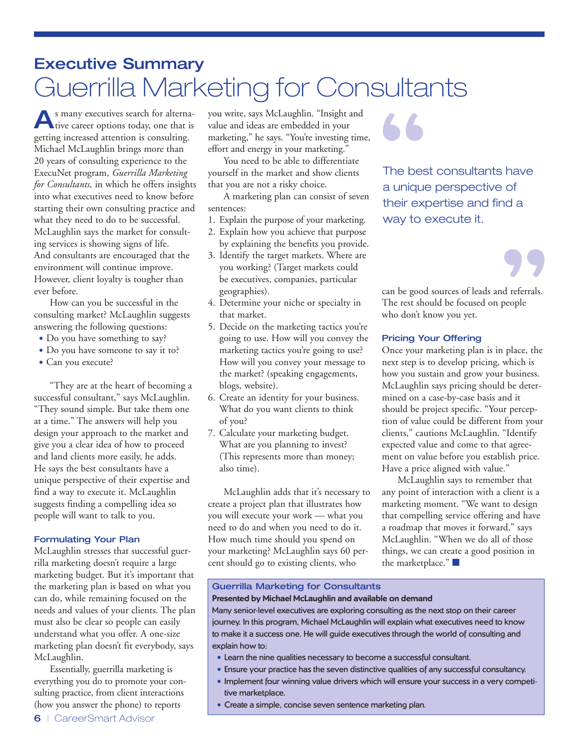## Executive Summary

# Guerrilla Marketing for Consultants

As many executives search for alternative career options today, one that is getting increased attention is consulting. Michael McLaughlin brings more than 20 years of consulting experience to the ExecuNet program, *Guerrilla Marketing for Consultants,* in which he offers insights into what executives need to know before starting their own consulting practice and what they need to do to be successful. McLaughlin says the market for consulting services is showing signs of life. And consultants are encouraged that the environment will continue improve. However, client loyalty is tougher than ever before.

How can you be successful in the consulting market? McLaughlin suggests answering the following questions:

- Do you have something to say?
- Do you have someone to say it to?
- Can you execute?

"They are at the heart of becoming a successful consultant," says McLaughlin. "They sound simple. But take them one at a time." The answers will help you design your approach to the market and give you a clear idea of how to proceed and land clients more easily, he adds. He says the best consultants have a unique perspective of their expertise and find a way to execute it. McLaughlin suggests finding a compelling idea so people will want to talk to you.

### Formulating Your Plan

McLaughlin stresses that successful guerrilla marketing doesn't require a large marketing budget. But it's important that the marketing plan is based on what you can do, while remaining focused on the needs and values of your clients. The plan must also be clear so people can easily understand what you offer. A one-size marketing plan doesn't fit everybody, says McLaughlin.

Essentially, guerrilla marketing is everything you do to promote your consulting practice, from client interactions (how you answer the phone) to reports you write, says McLaughlin. "Insight and value and ideas are embedded in your marketing," he says. "You're investing time, effort and energy in your marketing."

You need to be able to differentiate yourself in the market and show clients that you are not a risky choice.

A marketing plan can consist of seven sentences:

1. Explain the purpose of your marketing.
2. Explain how you achieve that purpose by explaining the benefits you provide.
3. Identify the target markets. Where are you working? (Target markets could be executives, companies, particular geographies).
4. Determine your niche or specialty in that market.
5. Decide on the marketing tactics you're going to use. How will you convey the marketing tactics you're going to use? How will you convey your message to the market? (speaking engagements, blogs, website).
6. Create an identity for your business. What do you want clients to think of you?
7. Calculate your marketing budget. What are you planning to invest? (This represents more than money; also time).

McLaughlin adds that it's necessary to create a project plan that illustrates how you will execute your work — what you need to do and when you need to do it. How much time should you spend on your marketing? McLaughlin says 60 percent should go to existing clients, who can be good sources of leads and referrals. The rest should be focused on people who don't know you yet.

> "The best consultants have a unique perspective of their expertise and find a way to execute it."

### Pricing Your Offering

Once your marketing plan is in place, the next step is to develop pricing, which is how you sustain and grow your business. McLaughlin says pricing should be determined on a case-by-case basis and it should be project specific. "Your perception of value could be different from your clients," cautions McLaughlin. "Identify expected value and come to that agreement on value before you establish price. Have a price aligned with value."

McLaughlin says to remember that any point of interaction with a client is a marketing moment. "We want to design that compelling service offering and have a roadmap that moves it forward," says McLaughlin. "When we do all of those things, we can create a good position in the marketplace." ■

---

**Guerrilla Marketing for Consultants**

**Presented by Michael McLaughlin and available on demand**

Many senior-level executives are exploring consulting as the next stop on their career journey. In this program, Michael McLaughlin will explain what executives need to know to make it a success one. He will guide executives through the world of consulting and explain how to:

- Learn the nine qualities necessary to become a successful consultant.
- Ensure your practice has the seven distinctive qualities of any successful consultancy.
- Implement four winning value drivers which will ensure your success in a very competitive marketplace.
- Create a simple, concise seven sentence marketing plan.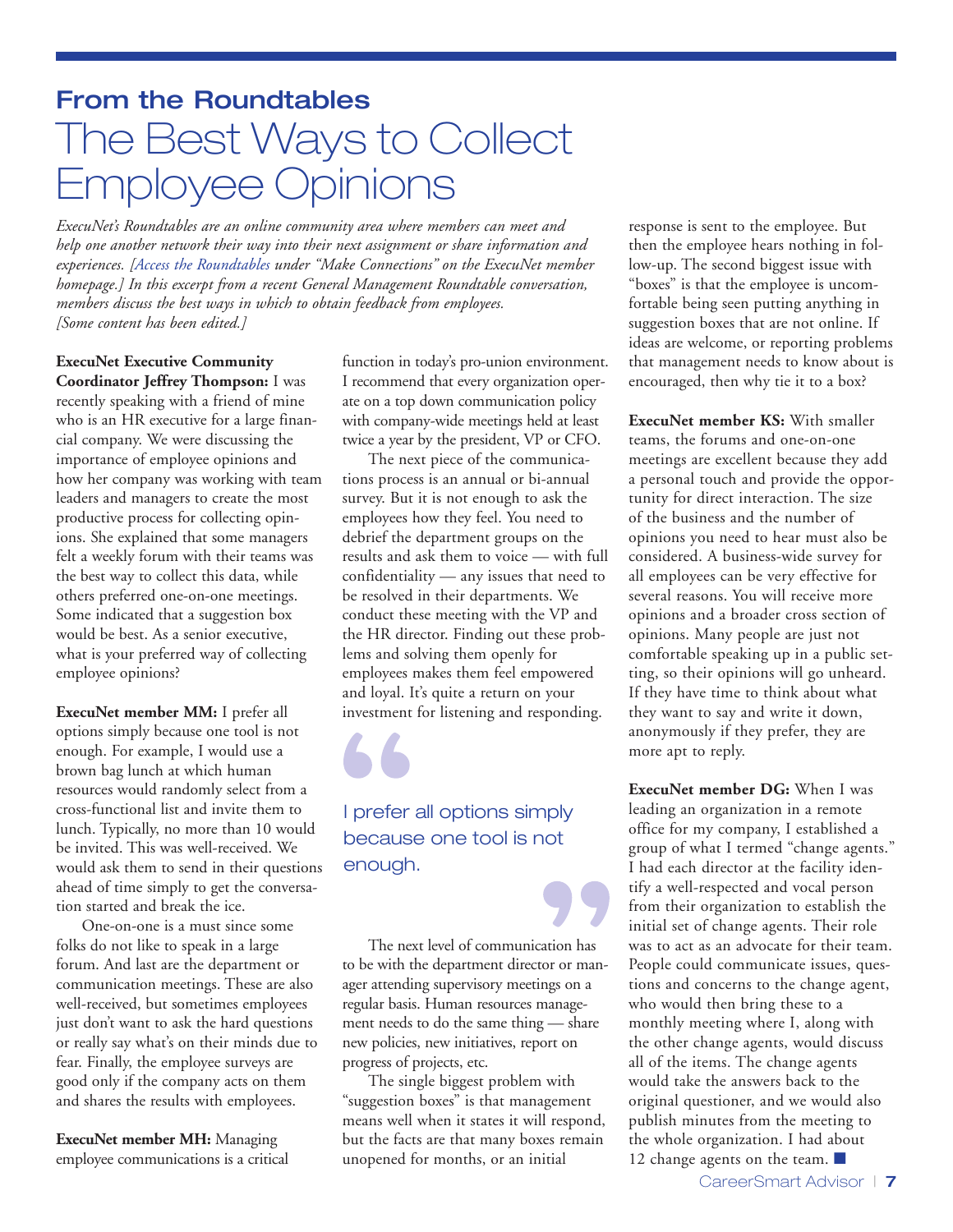## From the Roundtables

# The Best Ways to Collect Employee Opinions

*ExecuNet's Roundtables are an online community area where members can meet and help one another network their way into their next assignment or share information and experiences. [Access the Roundtables under "Make Connections" on the ExecuNet member homepage.] In this excerpt from a recent General Management Roundtable conversation, members discuss the best ways in which to obtain feedback from employees. [Some content has been edited.]*

**ExecuNet Executive Community Coordinator Jeffrey Thompson:** I was recently speaking with a friend of mine who is an HR executive for a large financial company. We were discussing the importance of employee opinions and how her company was working with team leaders and managers to create the most productive process for collecting opinions. She explained that some managers felt a weekly forum with their teams was the best way to collect this data, while others preferred one-on-one meetings. Some indicated that a suggestion box would be best. As a senior executive, what is your preferred way of collecting employee opinions?

**ExecuNet member MM:** I prefer all options simply because one tool is not enough. For example, I would use a brown bag lunch at which human resources would randomly select from a cross-functional list and invite them to lunch. Typically, no more than 10 would be invited. This was well-received. We would ask them to send in their questions ahead of time simply to get the conversation started and break the ice.

One-on-one is a must since some folks do not like to speak in a large forum. And last are the department or communication meetings. These are also well-received, but sometimes employees just don't want to ask the hard questions or really say what's on their minds due to fear. Finally, the employee surveys are good only if the company acts on them and shares the results with employees.

**ExecuNet member MH:** Managing employee communications is a critical function in today's pro-union environment. I recommend that every organization operate on a top down communication policy with company-wide meetings held at least twice a year by the president, VP or CFO.

The next piece of the communications process is an annual or bi-annual survey. But it is not enough to ask the employees how they feel. You need to debrief the department groups on the results and ask them to voice — with full confidentiality — any issues that need to be resolved in their departments. We conduct these meeting with the VP and the HR director. Finding out these problems and solving them openly for employees makes them feel empowered and loyal. It's quite a return on your investment for listening and responding.

> "I prefer all options simply because one tool is not enough."

The next level of communication has to be with the department director or manager attending supervisory meetings on a regular basis. Human resources management needs to do the same thing — share new policies, new initiatives, report on progress of projects, etc.

The single biggest problem with "suggestion boxes" is that management means well when it states it will respond, but the facts are that many boxes remain unopened for months, or an initial response is sent to the employee. But then the employee hears nothing in follow-up. The second biggest issue with "boxes" is that the employee is uncomfortable being seen putting anything in suggestion boxes that are not online. If ideas are welcome, or reporting problems that management needs to know about is encouraged, then why tie it to a box?

**ExecuNet member KS:** With smaller teams, the forums and one-on-one meetings are excellent because they add a personal touch and provide the opportunity for direct interaction. The size of the business and the number of opinions you need to hear must also be considered. A business-wide survey for all employees can be very effective for several reasons. You will receive more opinions and a broader cross section of opinions. Many people are just not comfortable speaking up in a public setting, so their opinions will go unheard. If they have time to think about what they want to say and write it down, anonymously if they prefer, they are more apt to reply.

**ExecuNet member DG:** When I was leading an organization in a remote office for my company, I established a group of what I termed "change agents." I had each director at the facility identify a well-respected and vocal person from their organization to establish the initial set of change agents. Their role was to act as an advocate for their team. People could communicate issues, questions and concerns to the change agent, who would then bring these to a monthly meeting where I, along with the other change agents, would discuss all of the items. The change agents would take the answers back to the original questioner, and we would also publish minutes from the meeting to the whole organization. I had about 12 change agents on the team. ■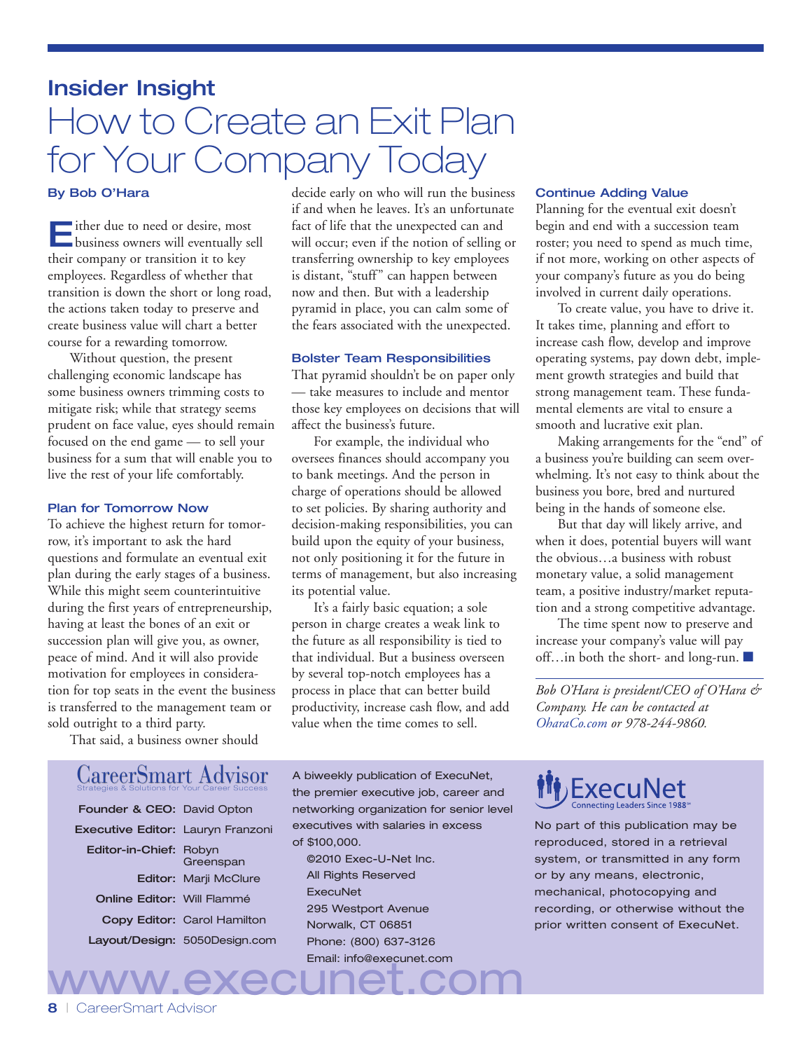## Insider Insight

# How to Create an Exit Plan for Your Company Today

**By Bob O'Hara**

Either due to need or desire, most business owners will eventually sell their company or transition it to key employees. Regardless of whether that transition is down the short or long road, the actions taken today to preserve and create business value will chart a better course for a rewarding tomorrow.

Without question, the present challenging economic landscape has some business owners trimming costs to mitigate risk; while that strategy seems prudent on face value, eyes should remain focused on the end game — to sell your business for a sum that will enable you to live the rest of your life comfortably.

### Plan for Tomorrow Now

To achieve the highest return for tomorrow, it's important to ask the hard questions and formulate an eventual exit plan during the early stages of a business. While this might seem counterintuitive during the first years of entrepreneurship, having at least the bones of an exit or succession plan will give you, as owner, peace of mind. And it will also provide motivation for employees in consideration for top seats in the event the business is transferred to the management team or sold outright to a third party.

That said, a business owner should decide early on who will run the business if and when he leaves. It's an unfortunate fact of life that the unexpected can and will occur; even if the notion of selling or transferring ownership to key employees is distant, "stuff" can happen between now and then. But with a leadership pyramid in place, you can calm some of the fears associated with the unexpected.

### Bolster Team Responsibilities

That pyramid shouldn't be on paper only — take measures to include and mentor those key employees on decisions that will affect the business's future.

For example, the individual who oversees finances should accompany you to bank meetings. And the person in charge of operations should be allowed to set policies. By sharing authority and decision-making responsibilities, you can build upon the equity of your business, not only positioning it for the future in terms of management, but also increasing its potential value.

It's a fairly basic equation; a sole person in charge creates a weak link to the future as all responsibility is tied to that individual. But a business overseen by several top-notch employees has a process in place that can better build productivity, increase cash flow, and add value when the time comes to sell.

### Continue Adding Value

Planning for the eventual exit doesn't begin and end with a succession team roster; you need to spend as much time, if not more, working on other aspects of your company's future as you do being involved in current daily operations.

To create value, you have to drive it. It takes time, planning and effort to increase cash flow, develop and improve operating systems, pay down debt, implement growth strategies and build that strong management team. These fundamental elements are vital to ensure a smooth and lucrative exit plan.

Making arrangements for the "end" of a business you're building can seem overwhelming. It's not easy to think about the business you bore, bred and nurtured being in the hands of someone else.

But that day will likely arrive, and when it does, potential buyers will want the obvious…a business with robust monetary value, a solid management team, a positive industry/market reputation and a strong competitive advantage.

The time spent now to preserve and increase your company's value will pay off…in both the short- and long-run. ■

*Bob O'Hara is president/CEO of O'Hara & Company. He can be contacted at OharaCo.com or 978-244-9860.*

---

**CareerSmart Advisor**
Strategies & Solutions for Your Career Success

| | |
|---|---|
| **Founder & CEO:** | David Opton |
| **Executive Editor:** | Lauryn Franzoni |
| **Editor-in-Chief:** | Robyn Greenspan |
| **Editor:** | Marji McClure |
| **Online Editor:** | Will Flammé |
| **Copy Editor:** | Carol Hamilton |
| **Layout/Design:** | 5050Design.com |

A biweekly publication of ExecuNet, the premier executive job, career and networking organization for senior level executives with salaries in excess of $100,000.

©2010 Exec-U-Net Inc.
All Rights Reserved
ExecuNet
295 Westport Avenue
Norwalk, CT 06851
Phone: (800) 637-3126
Email: info@execunet.com

ExecuNet
Connecting Leaders Since 1988℠

No part of this publication may be reproduced, stored in a retrieval system, or transmitted in any form or by any means, electronic, mechanical, photocopying and recording, or otherwise without the prior written consent of ExecuNet.

www.execunet.com